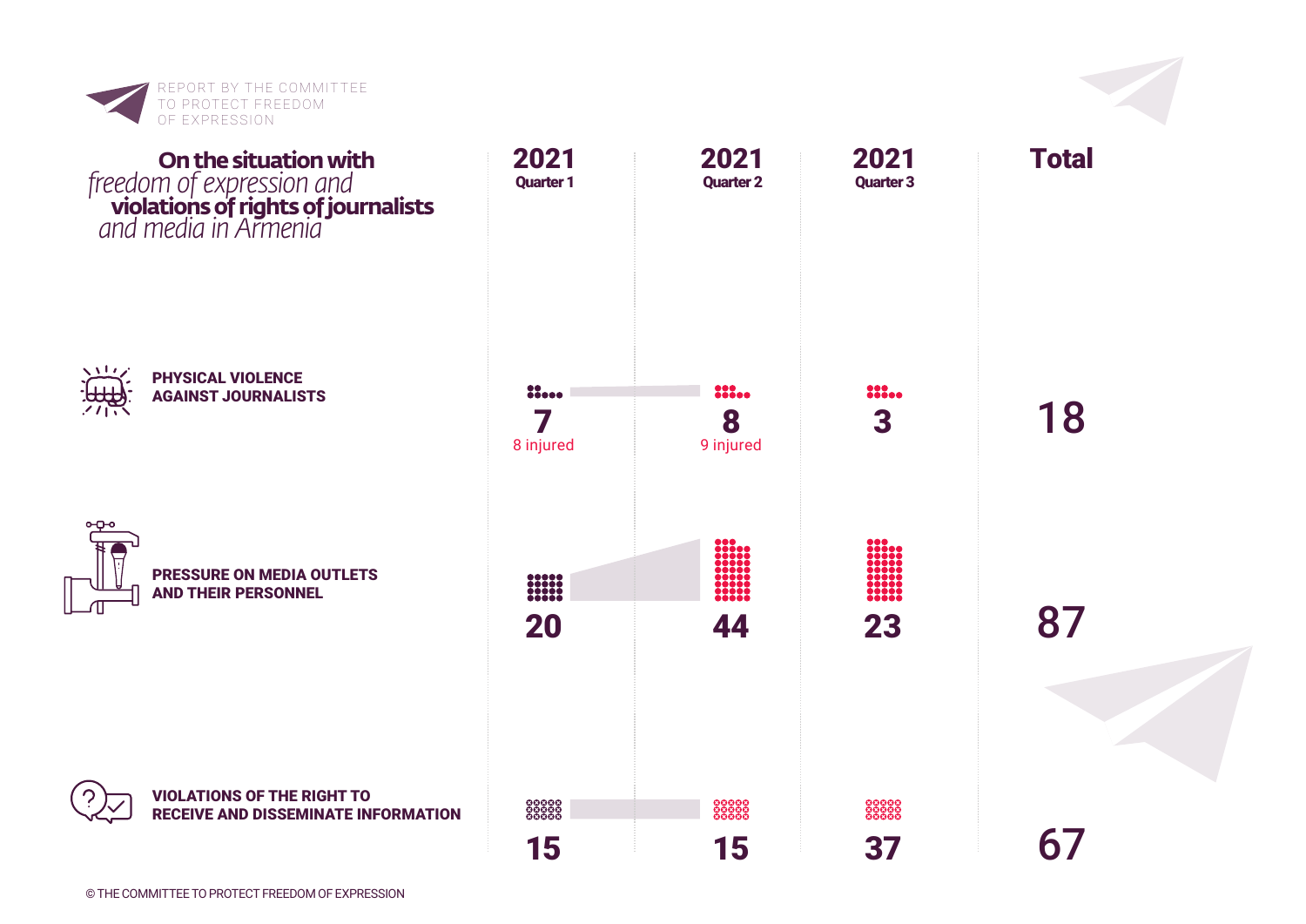REPORT BY THE COMMITTEE TO PROTECT FREEDOM OF EXPRESSION

# **On the situation with** *freedom of expression and* **violations of rights of journalists** *and media in Armenia*

| | 2021 Quarter 1 | 2021 Quarter 2 | 2021 Quarter 3 | Total |
|---|---|---|---|---|
| **PHYSICAL VIOLENCE AGAINST JOURNALISTS** | 7 (8 injured) | 8 (9 injured) | 3 | 18 |
| **PRESSURE ON MEDIA OUTLETS AND THEIR PERSONNEL** | 20 | 44 | 23 | 87 |
| **VIOLATIONS OF THE RIGHT TO RECEIVE AND DISSEMINATE INFORMATION** | 15 | 15 | 37 | 67 |

© THE COMMITTEE TO PROTECT FREEDOM OF EXPRESSION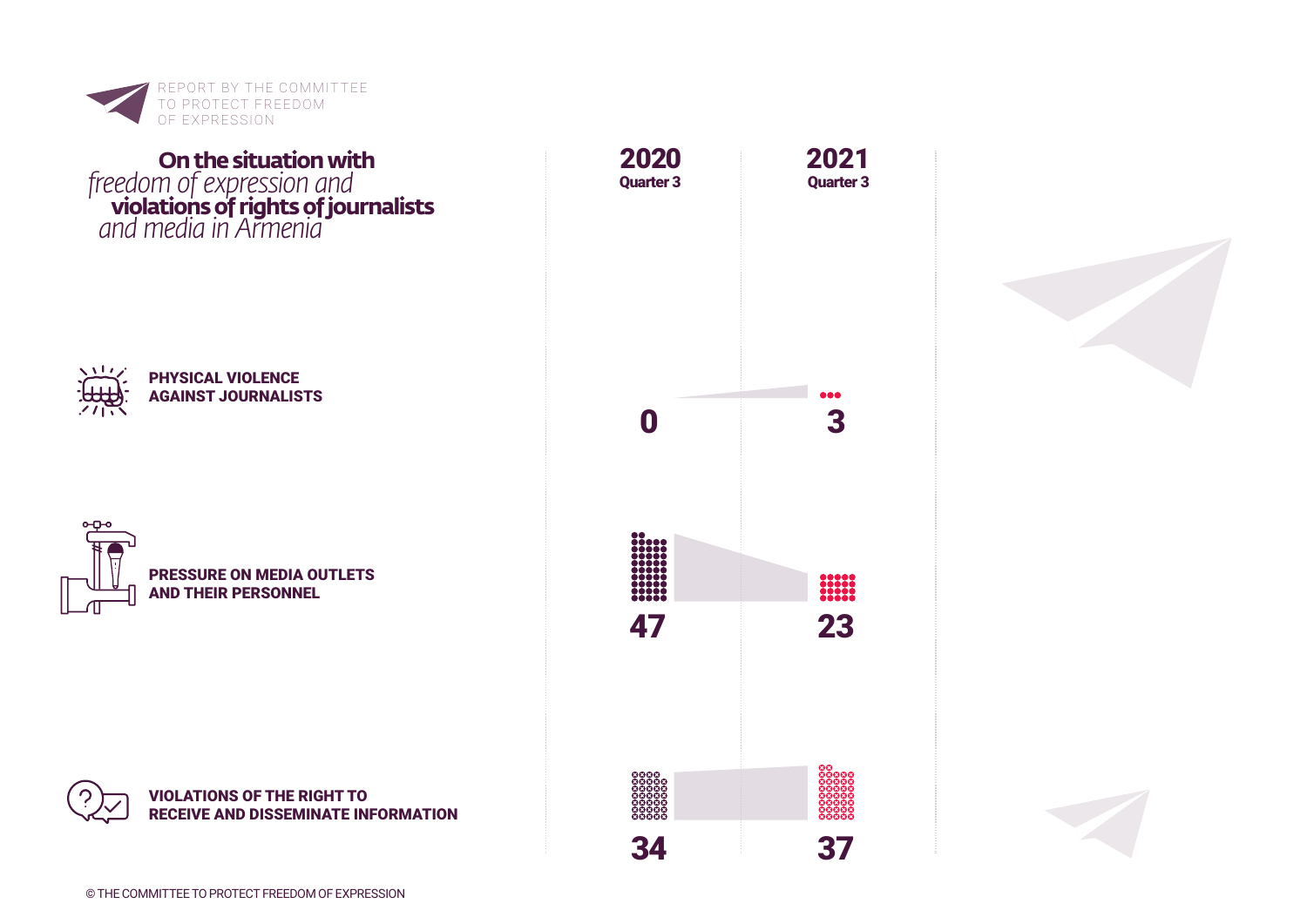REPORT BY THE COMMITTEE TO PROTECT FREEDOM OF EXPRESSION

# **On the situation with** *freedom of expression and* **violations of rights of journalists** *and media in Armenia*

| | 2020 Quarter 3 | 2021 Quarter 3 |
|---|---|---|
| **PHYSICAL VIOLENCE AGAINST JOURNALISTS** | 0 | 3 |
| **PRESSURE ON MEDIA OUTLETS AND THEIR PERSONNEL** | 47 | 23 |
| **VIOLATIONS OF THE RIGHT TO RECEIVE AND DISSEMINATE INFORMATION** | 34 | 37 |

© THE COMMITTEE TO PROTECT FREEDOM OF EXPRESSION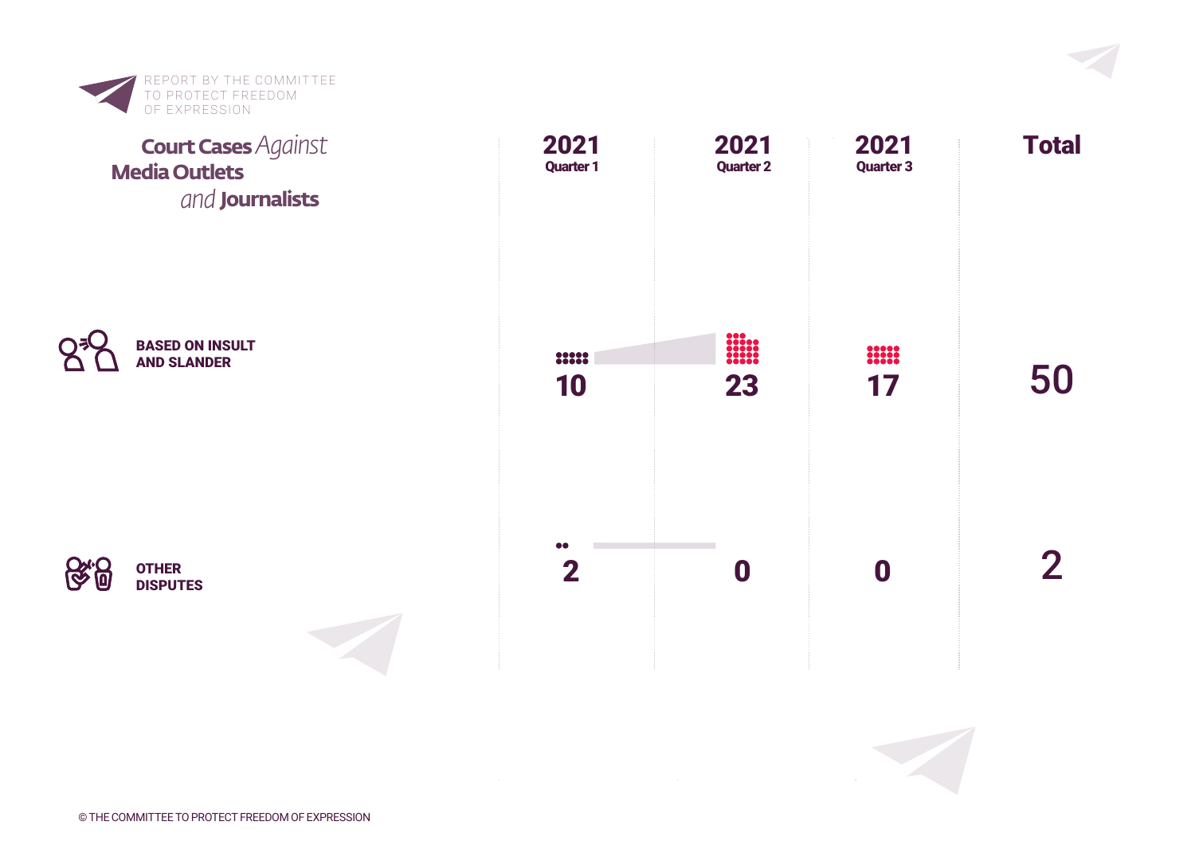REPORT BY THE COMMITTEE TO PROTECT FREEDOM OF EXPRESSION

# Court Cases *Against* Media Outlets *and* Journalists

| | 2021 Quarter 1 | 2021 Quarter 2 | 2021 Quarter 3 | Total |
|---|---|---|---|---|
| **BASED ON INSULT AND SLANDER** | 10 | 23 | 17 | 50 |
| **OTHER DISPUTES** | 2 | 0 | 0 | 2 |

© THE COMMITTEE TO PROTECT FREEDOM OF EXPRESSION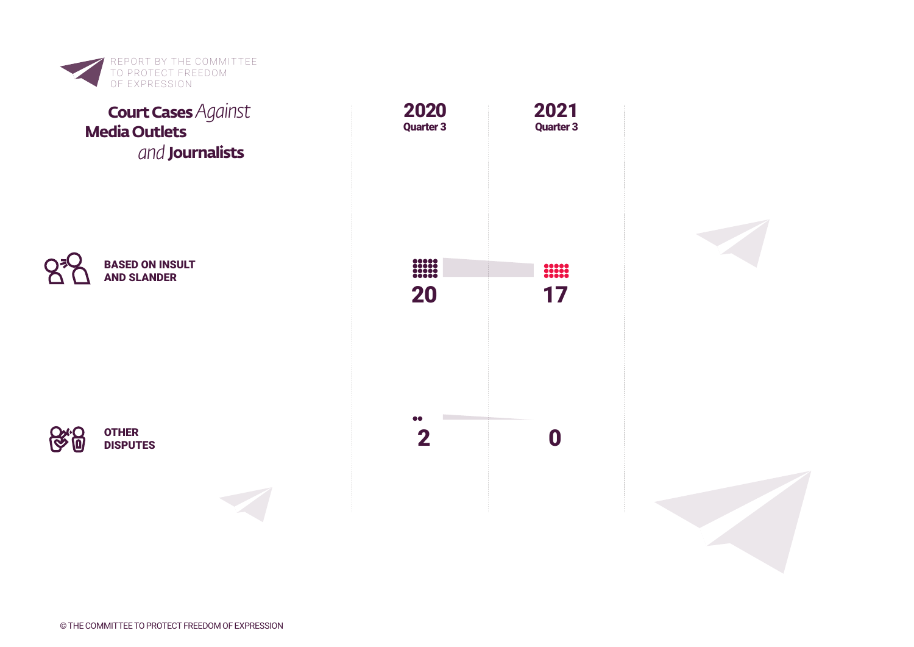REPORT BY THE COMMITTEE TO PROTECT FREEDOM OF EXPRESSION

# **Court Cases** *Against* **Media Outlets** *and* **Journalists**

2020
Quarter 3

2021
Quarter 3

**BASED ON INSULT AND SLANDER**

20

17

**OTHER DISPUTES**

2

0

© THE COMMITTEE TO PROTECT FREEDOM OF EXPRESSION